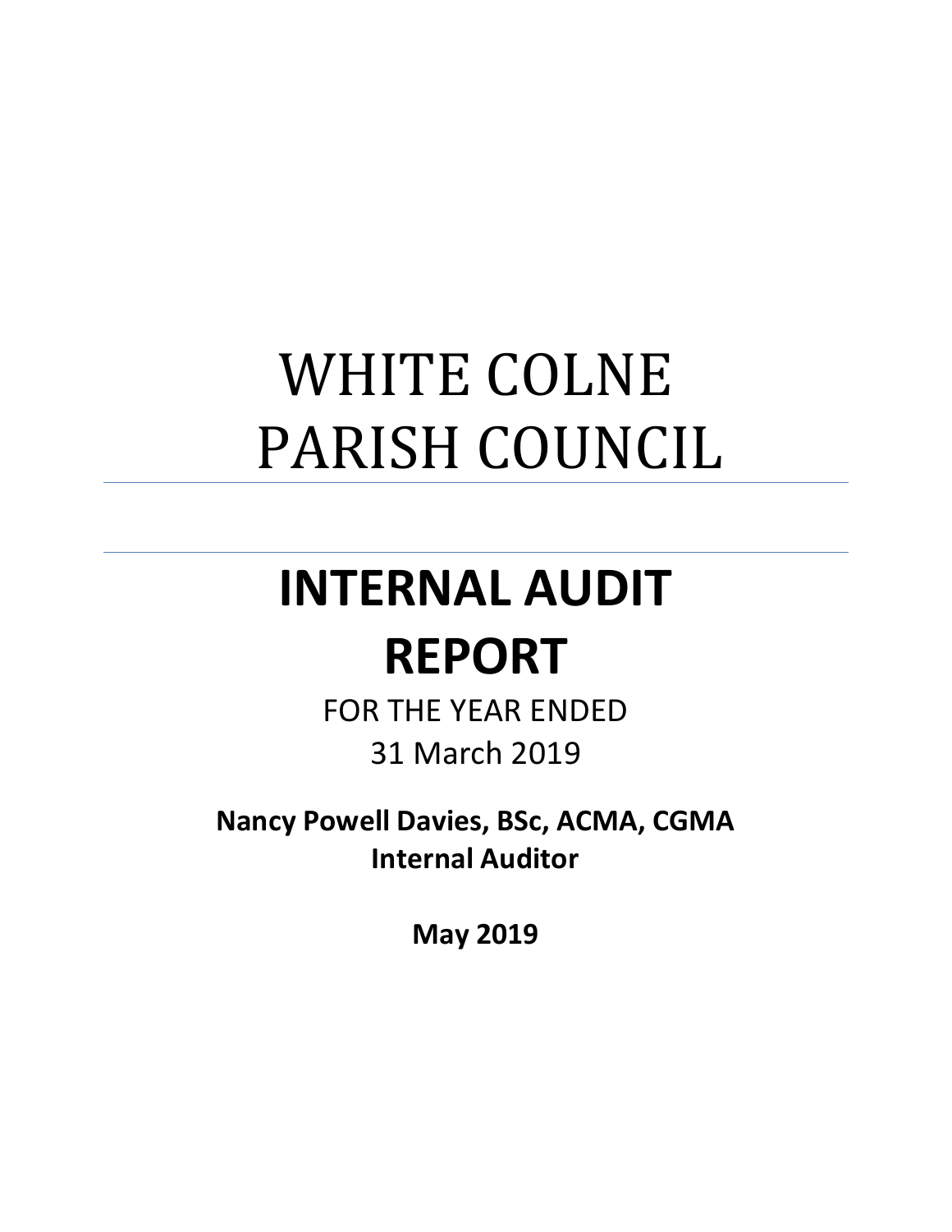# WHITE COLNE PARISH COUNCIL

# INTERNAL AUDIT REPORT

FOR THE YEAR ENDED
31 March 2019

**Nancy Powell Davies, BSc, ACMA, CGMA**
**Internal Auditor**

**May 2019**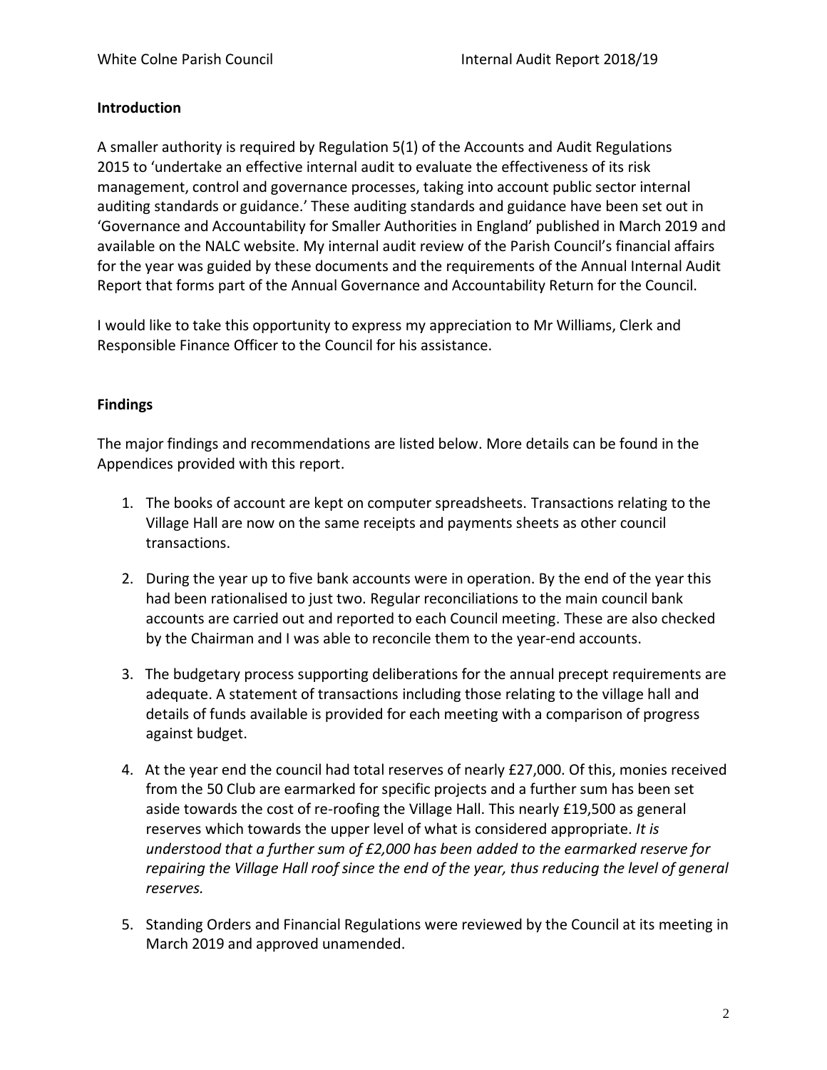**Introduction**

A smaller authority is required by Regulation 5(1) of the Accounts and Audit Regulations 2015 to 'undertake an effective internal audit to evaluate the effectiveness of its risk management, control and governance processes, taking into account public sector internal auditing standards or guidance.' These auditing standards and guidance have been set out in 'Governance and Accountability for Smaller Authorities in England' published in March 2019 and available on the NALC website. My internal audit review of the Parish Council's financial affairs for the year was guided by these documents and the requirements of the Annual Internal Audit Report that forms part of the Annual Governance and Accountability Return for the Council.

I would like to take this opportunity to express my appreciation to Mr Williams, Clerk and Responsible Finance Officer to the Council for his assistance.

**Findings**

The major findings and recommendations are listed below. More details can be found in the Appendices provided with this report.

1. The books of account are kept on computer spreadsheets. Transactions relating to the Village Hall are now on the same receipts and payments sheets as other council transactions.

2. During the year up to five bank accounts were in operation. By the end of the year this had been rationalised to just two. Regular reconciliations to the main council bank accounts are carried out and reported to each Council meeting. These are also checked by the Chairman and I was able to reconcile them to the year-end accounts.

3. The budgetary process supporting deliberations for the annual precept requirements are adequate. A statement of transactions including those relating to the village hall and details of funds available is provided for each meeting with a comparison of progress against budget.

4. At the year end the council had total reserves of nearly £27,000. Of this, monies received from the 50 Club are earmarked for specific projects and a further sum has been set aside towards the cost of re-roofing the Village Hall. This nearly £19,500 as general reserves which towards the upper level of what is considered appropriate. *It is understood that a further sum of £2,000 has been added to the earmarked reserve for repairing the Village Hall roof since the end of the year, thus reducing the level of general reserves.*

5. Standing Orders and Financial Regulations were reviewed by the Council at its meeting in March 2019 and approved unamended.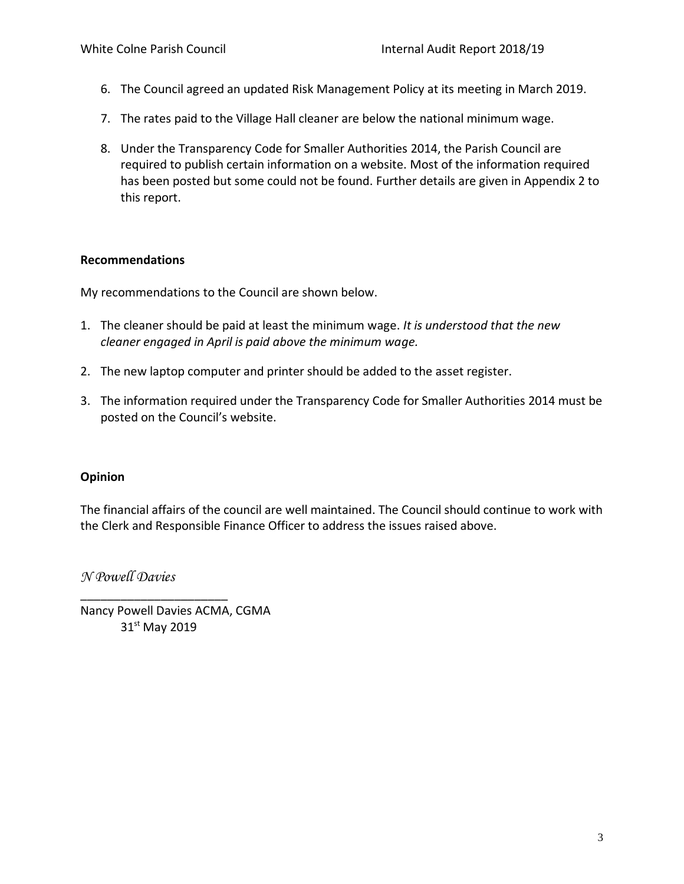6. The Council agreed an updated Risk Management Policy at its meeting in March 2019.

7. The rates paid to the Village Hall cleaner are below the national minimum wage.

8. Under the Transparency Code for Smaller Authorities 2014, the Parish Council are required to publish certain information on a website. Most of the information required has been posted but some could not be found. Further details are given in Appendix 2 to this report.

**Recommendations**

My recommendations to the Council are shown below.

1. The cleaner should be paid at least the minimum wage. *It is understood that the new cleaner engaged in April is paid above the minimum wage.*

2. The new laptop computer and printer should be added to the asset register.

3. The information required under the Transparency Code for Smaller Authorities 2014 must be posted on the Council's website.

**Opinion**

The financial affairs of the council are well maintained. The Council should continue to work with the Clerk and Responsible Finance Officer to address the issues raised above.

*N Powell Davies*

______________________

Nancy Powell Davies ACMA, CGMA
31st May 2019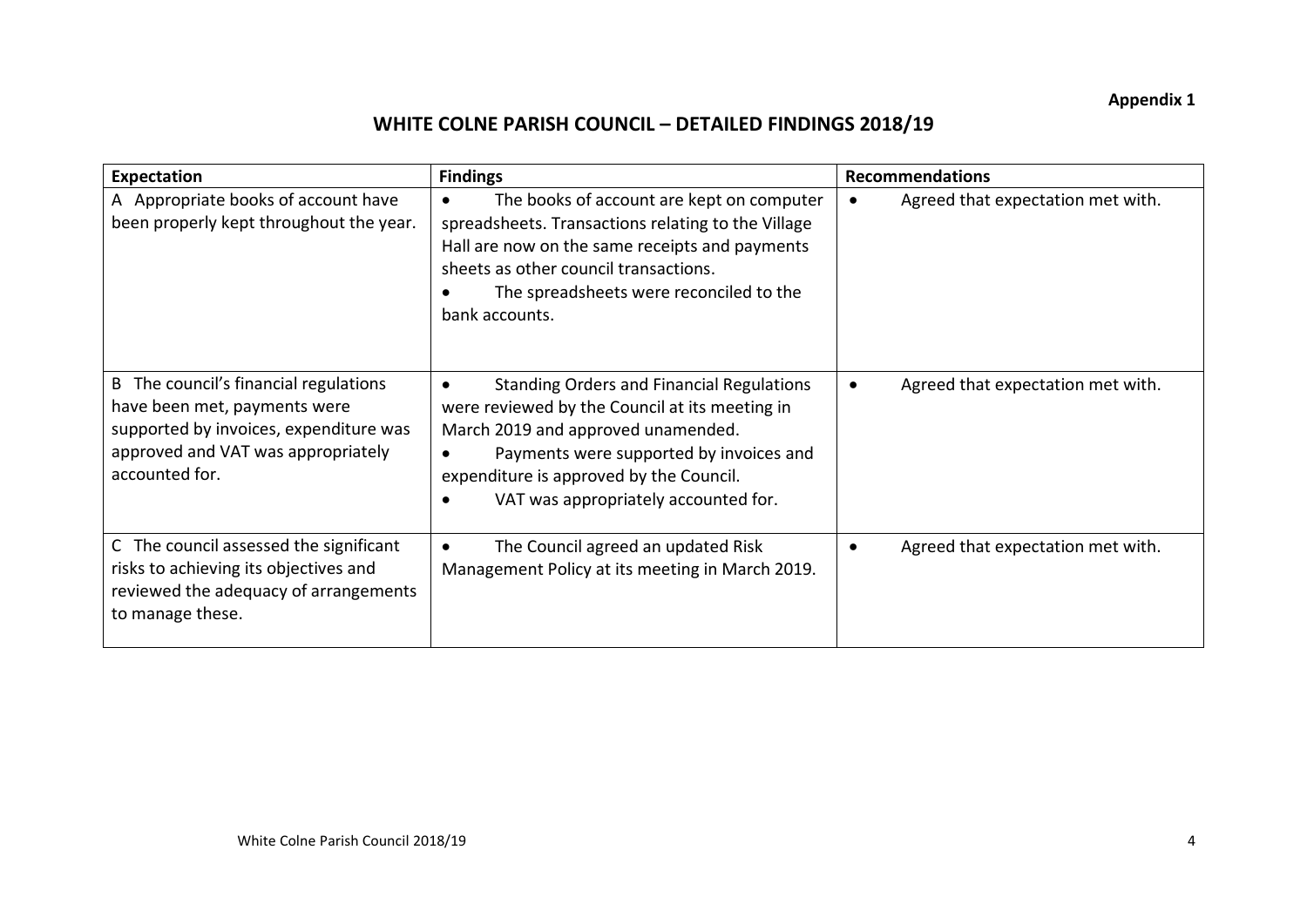Appendix 1

# WHITE COLNE PARISH COUNCIL – DETAILED FINDINGS 2018/19

| Expectation | Findings | Recommendations |
|---|---|---|
| A Appropriate books of account have been properly kept throughout the year. | • The books of account are kept on computer spreadsheets. Transactions relating to the Village Hall are now on the same receipts and payments sheets as other council transactions.<br>• The spreadsheets were reconciled to the bank accounts. | • Agreed that expectation met with. |
| B The council's financial regulations have been met, payments were supported by invoices, expenditure was approved and VAT was appropriately accounted for. | • Standing Orders and Financial Regulations were reviewed by the Council at its meeting in March 2019 and approved unamended.<br>• Payments were supported by invoices and expenditure is approved by the Council.<br>• VAT was appropriately accounted for. | • Agreed that expectation met with. |
| C The council assessed the significant risks to achieving its objectives and reviewed the adequacy of arrangements to manage these. | • The Council agreed an updated Risk Management Policy at its meeting in March 2019. | • Agreed that expectation met with. |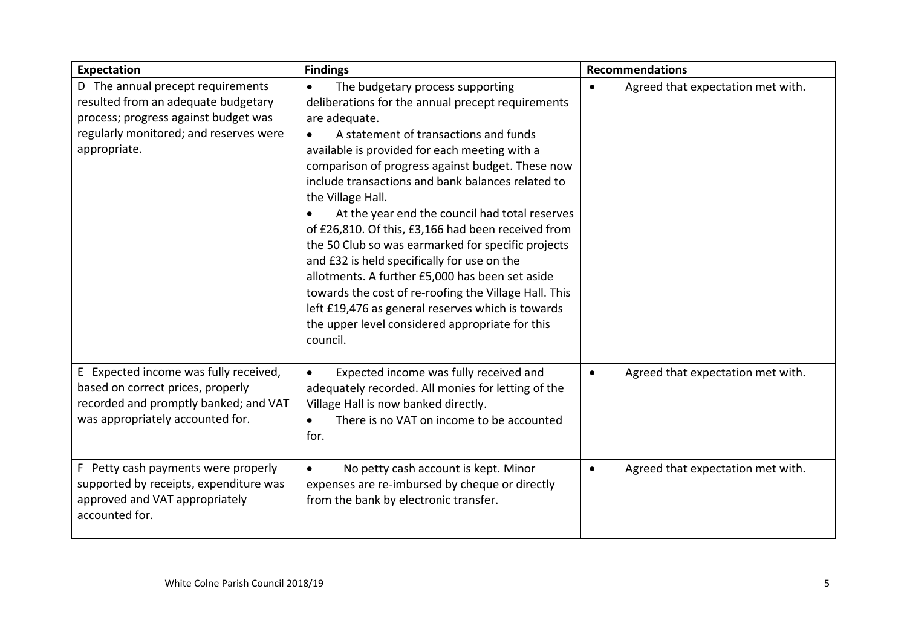| Expectation | Findings | Recommendations |
|---|---|---|
| D The annual precept requirements resulted from an adequate budgetary process; progress against budget was regularly monitored; and reserves were appropriate. | • The budgetary process supporting deliberations for the annual precept requirements are adequate.<br>• A statement of transactions and funds available is provided for each meeting with a comparison of progress against budget. These now include transactions and bank balances related to the Village Hall.<br>• At the year end the council had total reserves of £26,810. Of this, £3,166 had been received from the 50 Club so was earmarked for specific projects and £32 is held specifically for use on the allotments. A further £5,000 has been set aside towards the cost of re-roofing the Village Hall. This left £19,476 as general reserves which is towards the upper level considered appropriate for this council. | • Agreed that expectation met with. |
| E Expected income was fully received, based on correct prices, properly recorded and promptly banked; and VAT was appropriately accounted for. | • Expected income was fully received and adequately recorded. All monies for letting of the Village Hall is now banked directly.<br>• There is no VAT on income to be accounted for. | • Agreed that expectation met with. |
| F Petty cash payments were properly supported by receipts, expenditure was approved and VAT appropriately accounted for. | • No petty cash account is kept. Minor expenses are re-imbursed by cheque or directly from the bank by electronic transfer. | • Agreed that expectation met with. |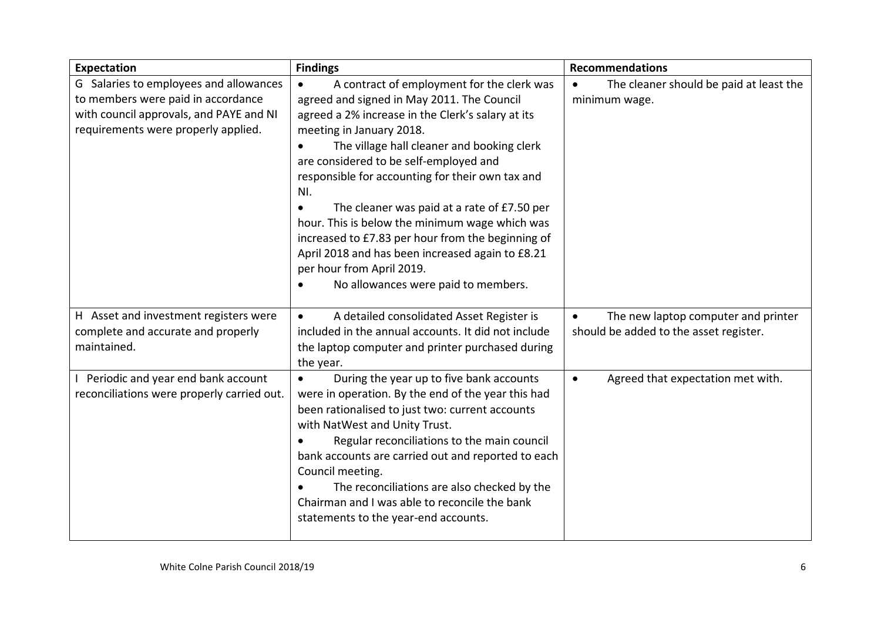| Expectation | Findings | Recommendations |
|---|---|---|
| G Salaries to employees and allowances to members were paid in accordance with council approvals, and PAYE and NI requirements were properly applied. | • A contract of employment for the clerk was agreed and signed in May 2011. The Council agreed a 2% increase in the Clerk's salary at its meeting in January 2018.<br>• The village hall cleaner and booking clerk are considered to be self-employed and responsible for accounting for their own tax and NI.<br>• The cleaner was paid at a rate of £7.50 per hour. This is below the minimum wage which was increased to £7.83 per hour from the beginning of April 2018 and has been increased again to £8.21 per hour from April 2019.<br>• No allowances were paid to members. | • The cleaner should be paid at least the minimum wage. |
| H Asset and investment registers were complete and accurate and properly maintained. | • A detailed consolidated Asset Register is included in the annual accounts. It did not include the laptop computer and printer purchased during the year. | • The new laptop computer and printer should be added to the asset register. |
| I Periodic and year end bank account reconciliations were properly carried out. | • During the year up to five bank accounts were in operation. By the end of the year this had been rationalised to just two: current accounts with NatWest and Unity Trust.<br>• Regular reconciliations to the main council bank accounts are carried out and reported to each Council meeting.<br>• The reconciliations are also checked by the Chairman and I was able to reconcile the bank statements to the year-end accounts. | • Agreed that expectation met with. |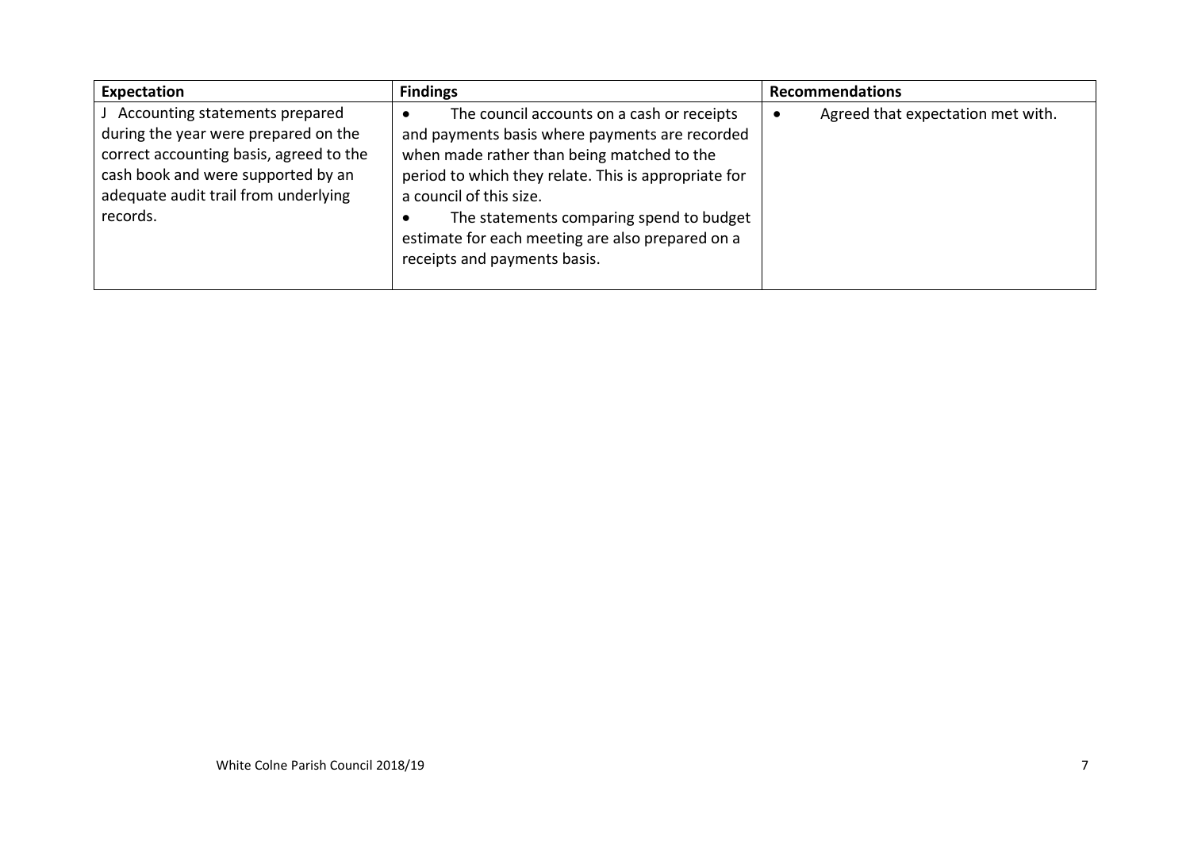| Expectation | Findings | Recommendations |
| --- | --- | --- |
| J Accounting statements prepared during the year were prepared on the correct accounting basis, agreed to the cash book and were supported by an adequate audit trail from underlying records. | • The council accounts on a cash or receipts and payments basis where payments are recorded when made rather than being matched to the period to which they relate. This is appropriate for a council of this size.<br>• The statements comparing spend to budget estimate for each meeting are also prepared on a receipts and payments basis. | • Agreed that expectation met with. |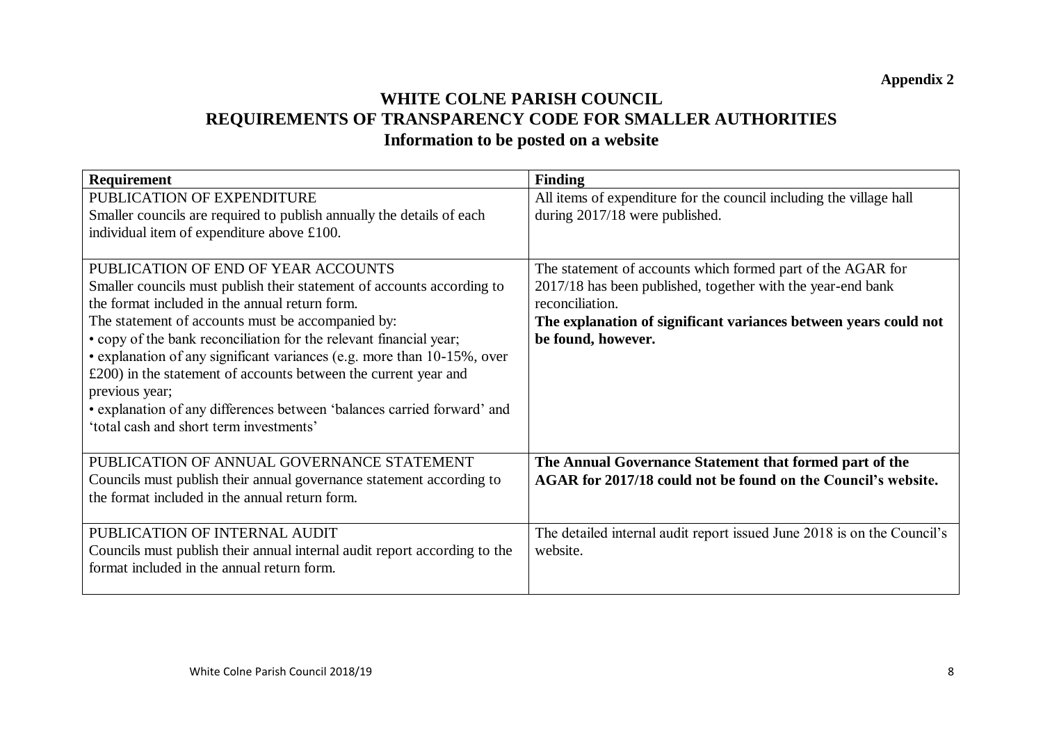**Appendix 2**

# WHITE COLNE PARISH COUNCIL
## REQUIREMENTS OF TRANSPARENCY CODE FOR SMALLER AUTHORITIES
### Information to be posted on a website

| Requirement | Finding |
|---|---|
| PUBLICATION OF EXPENDITURE<br>Smaller councils are required to publish annually the details of each individual item of expenditure above £100. | All items of expenditure for the council including the village hall during 2017/18 were published. |
| PUBLICATION OF END OF YEAR ACCOUNTS<br>Smaller councils must publish their statement of accounts according to the format included in the annual return form.<br>The statement of accounts must be accompanied by:<br>• copy of the bank reconciliation for the relevant financial year;<br>• explanation of any significant variances (e.g. more than 10-15%, over £200) in the statement of accounts between the current year and previous year;<br>• explanation of any differences between 'balances carried forward' and 'total cash and short term investments' | The statement of accounts which formed part of the AGAR for 2017/18 has been published, together with the year-end bank reconciliation.<br>**The explanation of significant variances between years could not be found, however.** |
| PUBLICATION OF ANNUAL GOVERNANCE STATEMENT<br>Councils must publish their annual governance statement according to the format included in the annual return form. | **The Annual Governance Statement that formed part of the AGAR for 2017/18 could not be found on the Council's website.** |
| PUBLICATION OF INTERNAL AUDIT<br>Councils must publish their annual internal audit report according to the format included in the annual return form. | The detailed internal audit report issued June 2018 is on the Council's website. |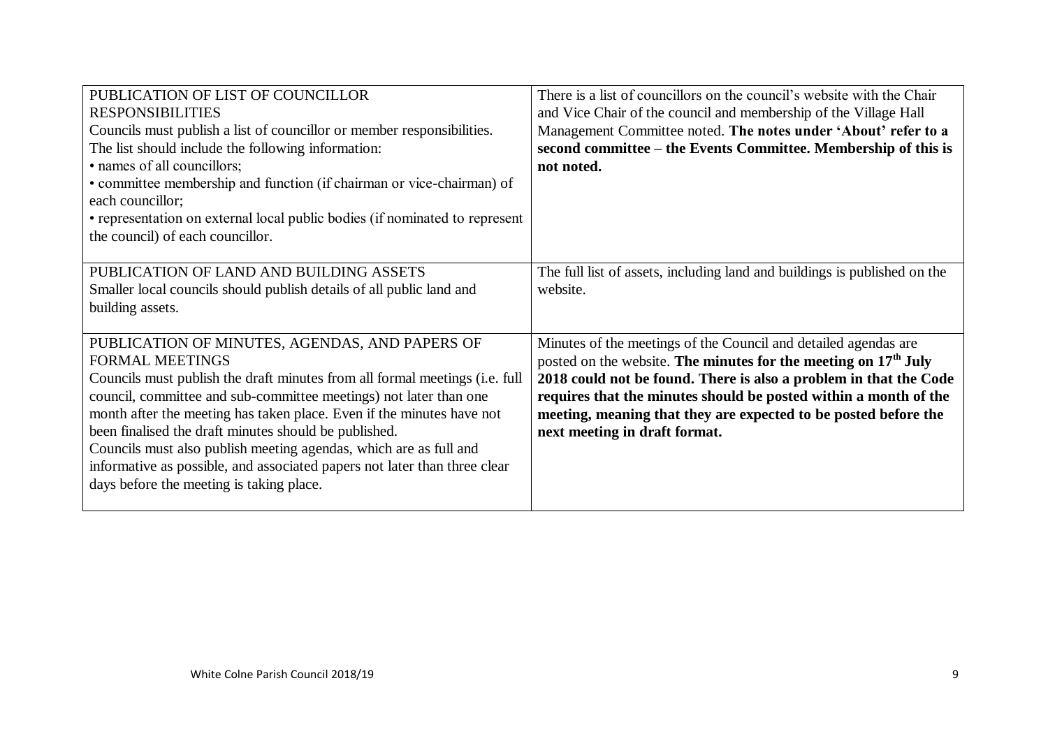| | |
|---|---|
| PUBLICATION OF LIST OF COUNCILLOR RESPONSIBILITIES<br>Councils must publish a list of councillor or member responsibilities. The list should include the following information:<br>• names of all councillors;<br>• committee membership and function (if chairman or vice-chairman) of each councillor;<br>• representation on external local public bodies (if nominated to represent the council) of each councillor. | There is a list of councillors on the council's website with the Chair and Vice Chair of the council and membership of the Village Hall Management Committee noted. **The notes under 'About' refer to a second committee – the Events Committee. Membership of this is not noted.** |
| PUBLICATION OF LAND AND BUILDING ASSETS<br>Smaller local councils should publish details of all public land and building assets. | The full list of assets, including land and buildings is published on the website. |
| PUBLICATION OF MINUTES, AGENDAS, AND PAPERS OF FORMAL MEETINGS<br>Councils must publish the draft minutes from all formal meetings (i.e. full council, committee and sub-committee meetings) not later than one month after the meeting has taken place. Even if the minutes have not been finalised the draft minutes should be published.<br>Councils must also publish meeting agendas, which are as full and informative as possible, and associated papers not later than three clear days before the meeting is taking place. | Minutes of the meetings of the Council and detailed agendas are posted on the website. **The minutes for the meeting on 17th July 2018 could not be found. There is also a problem in that the Code requires that the minutes should be posted within a month of the meeting, meaning that they are expected to be posted before the next meeting in draft format.** |